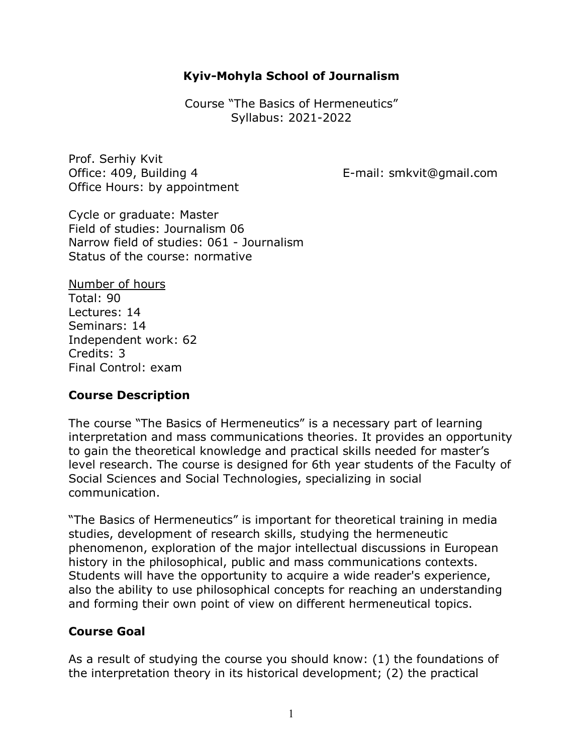# Kyiv-Mohyla School of Journalism

Course "The Basics of Hermeneutics"
Syllabus: 2021-2022

Prof. Serhiy Kvit
Office: 409, Building 4
E-mail: smkvit@gmail.com
Office Hours: by appointment

Cycle or graduate: Master
Field of studies: Journalism 06
Narrow field of studies: 061 - Journalism
Status of the course: normative

Number of hours
Total: 90
Lectures: 14
Seminars: 14
Independent work: 62
Credits: 3
Final Control: exam

## Course Description

The course "The Basics of Hermeneutics" is a necessary part of learning interpretation and mass communications theories. It provides an opportunity to gain the theoretical knowledge and practical skills needed for master's level research. The course is designed for 6th year students of the Faculty of Social Sciences and Social Technologies, specializing in social communication.

"The Basics of Hermeneutics" is important for theoretical training in media studies, development of research skills, studying the hermeneutic phenomenon, exploration of the major intellectual discussions in European history in the philosophical, public and mass communications contexts. Students will have the opportunity to acquire a wide reader's experience, also the ability to use philosophical concepts for reaching an understanding and forming their own point of view on different hermeneutical topics.

## Course Goal

As a result of studying the course you should know: (1) the foundations of the interpretation theory in its historical development; (2) the practical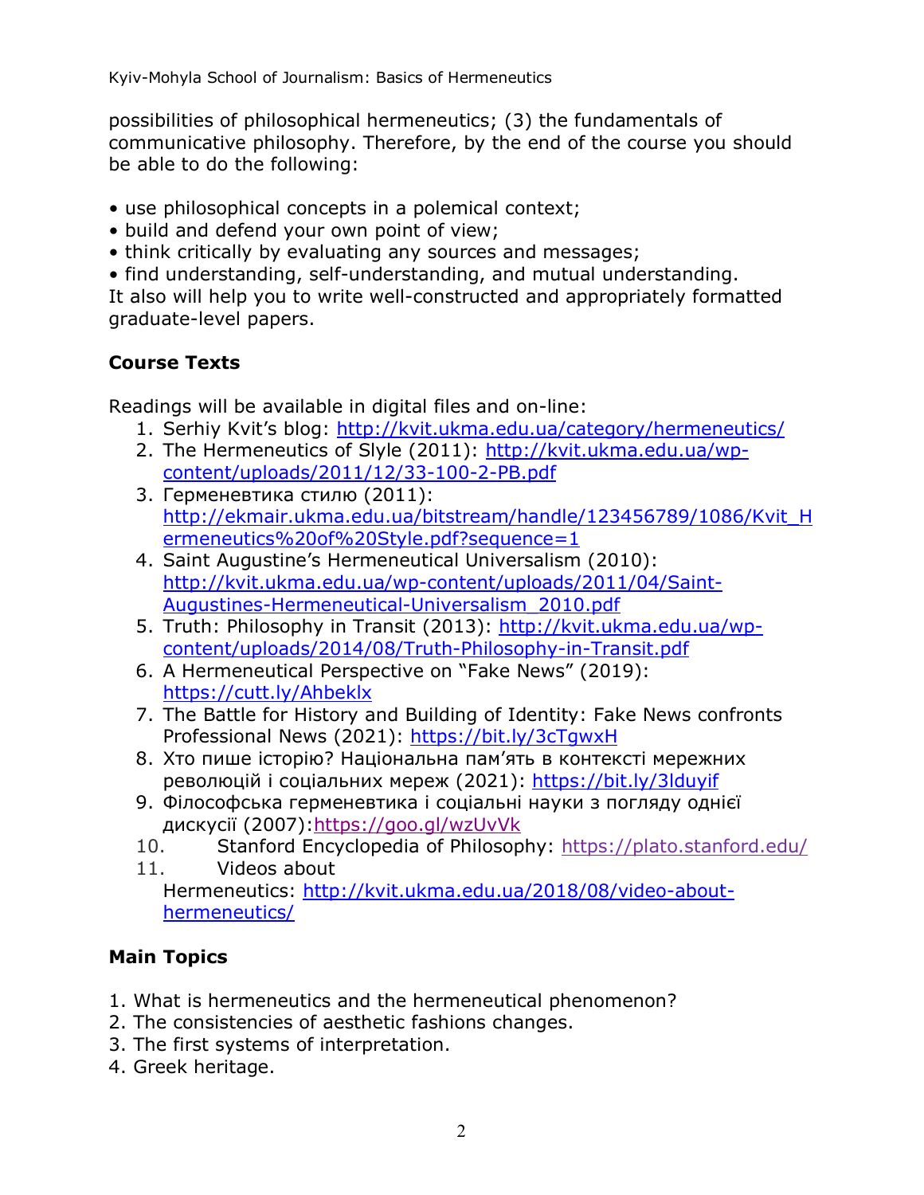possibilities of philosophical hermeneutics; (3) the fundamentals of communicative philosophy. Therefore, by the end of the course you should be able to do the following:

- use philosophical concepts in a polemical context;
- build and defend your own point of view;
- think critically by evaluating any sources and messages;
- find understanding, self-understanding, and mutual understanding.

It also will help you to write well-constructed and appropriately formatted graduate-level papers.

## Course Texts

Readings will be available in digital files and on-line:

1. Serhiy Kvit's blog: http://kvit.ukma.edu.ua/category/hermeneutics/
2. The Hermeneutics of Slyle (2011): http://kvit.ukma.edu.ua/wp-content/uploads/2011/12/33-100-2-PB.pdf
3. Герменевтика стилю (2011): http://ekmair.ukma.edu.ua/bitstream/handle/123456789/1086/Kvit_Hermeneutics%20of%20Style.pdf?sequence=1
4. Saint Augustine's Hermeneutical Universalism (2010): http://kvit.ukma.edu.ua/wp-content/uploads/2011/04/Saint-Augustines-Hermeneutical-Universalism_2010.pdf
5. Truth: Philosophy in Transit (2013): http://kvit.ukma.edu.ua/wp-content/uploads/2014/08/Truth-Philosophy-in-Transit.pdf
6. A Hermeneutical Perspective on "Fake News" (2019): https://cutt.ly/Ahbeklx
7. The Battle for History and Building of Identity: Fake News confronts Professional News (2021): https://bit.ly/3cTgwxH
8. Хто пише історію? Національна пам'ять в контексті мережних революцій і соціальних мереж (2021): https://bit.ly/3lduyif
9. Філософська герменевтика і соціальні науки з погляду однієї дискусії (2007):https://goo.gl/wzUvVk
10. Stanford Encyclopedia of Philosophy: https://plato.stanford.edu/
11. Videos about Hermeneutics: http://kvit.ukma.edu.ua/2018/08/video-about-hermeneutics/

## Main Topics

1. What is hermeneutics and the hermeneutical phenomenon?
2. The consistencies of aesthetic fashions changes.
3. The first systems of interpretation.
4. Greek heritage.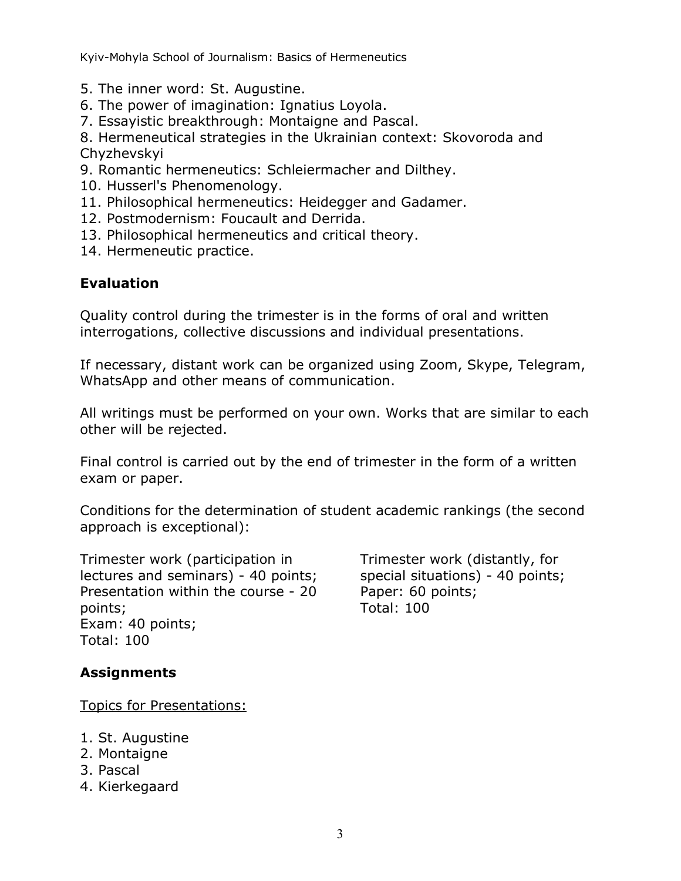5. The inner word: St. Augustine.
6. The power of imagination: Ignatius Loyola.
7. Essayistic breakthrough: Montaigne and Pascal.
8. Hermeneutical strategies in the Ukrainian context: Skovoroda and Chyzhevskyi
9. Romantic hermeneutics: Schleiermacher and Dilthey.
10. Husserl's Phenomenology.
11. Philosophical hermeneutics: Heidegger and Gadamer.
12. Postmodernism: Foucault and Derrida.
13. Philosophical hermeneutics and critical theory.
14. Hermeneutic practice.

## Evaluation

Quality control during the trimester is in the forms of oral and written interrogations, collective discussions and individual presentations.

If necessary, distant work can be organized using Zoom, Skype, Telegram, WhatsApp and other means of communication.

All writings must be performed on your own. Works that are similar to each other will be rejected.

Final control is carried out by the end of trimester in the form of a written exam or paper.

Conditions for the determination of student academic rankings (the second approach is exceptional):

Trimester work (participation in lectures and seminars) - 40 points;
Presentation within the course - 20 points;
Exam: 40 points;
Total: 100

Trimester work (distantly, for special situations) - 40 points;
Paper: 60 points;
Total: 100

## Assignments

Topics for Presentations:

1. St. Augustine
2. Montaigne
3. Pascal
4. Kierkegaard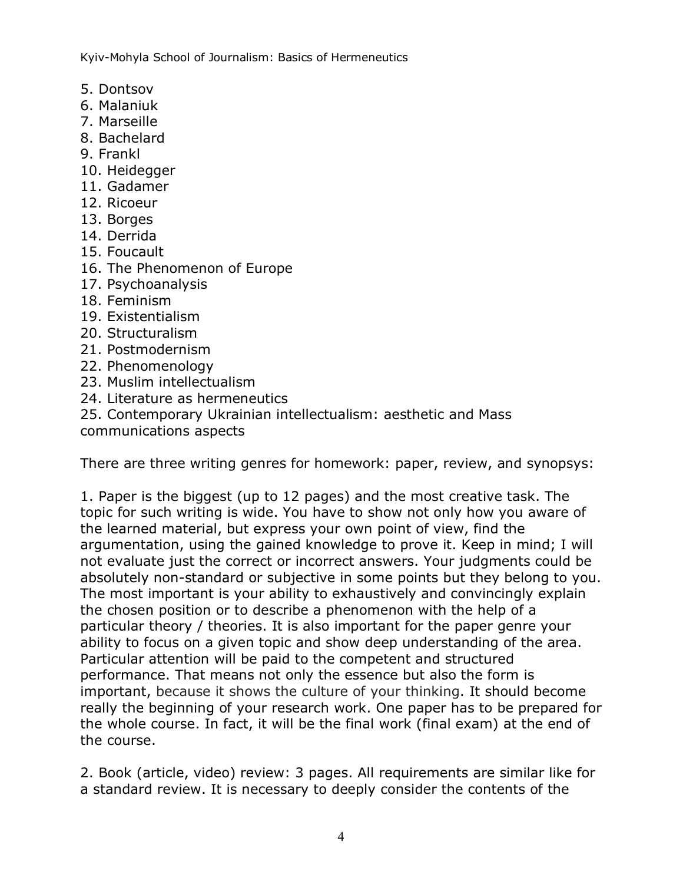5. Dontsov
6. Malaniuk
7. Marseille
8. Bachelard
9. Frankl
10. Heidegger
11. Gadamer
12. Ricoeur
13. Borges
14. Derrida
15. Foucault
16. The Phenomenon of Europe
17. Psychoanalysis
18. Feminism
19. Existentialism
20. Structuralism
21. Postmodernism
22. Phenomenology
23. Muslim intellectualism
24. Literature as hermeneutics
25. Contemporary Ukrainian intellectualism: aesthetic and Mass communications aspects

There are three writing genres for homework: paper, review, and synopsys:

1. Paper is the biggest (up to 12 pages) and the most creative task. The topic for such writing is wide. You have to show not only how you aware of the learned material, but express your own point of view, find the argumentation, using the gained knowledge to prove it. Keep in mind; I will not evaluate just the correct or incorrect answers. Your judgments could be absolutely non-standard or subjective in some points but they belong to you. The most important is your ability to exhaustively and convincingly explain the chosen position or to describe a phenomenon with the help of a particular theory / theories. It is also important for the paper genre your ability to focus on a given topic and show deep understanding of the area. Particular attention will be paid to the competent and structured performance. That means not only the essence but also the form is important, because it shows the culture of your thinking. It should become really the beginning of your research work. One paper has to be prepared for the whole course. In fact, it will be the final work (final exam) at the end of the course.

2. Book (article, video) review: 3 pages. All requirements are similar like for a standard review. It is necessary to deeply consider the contents of the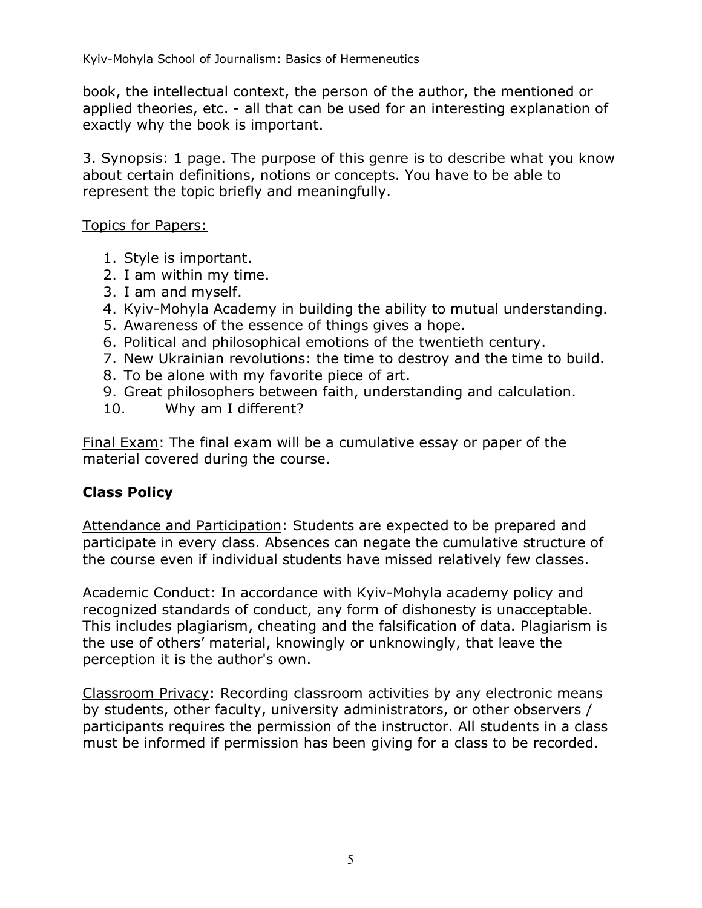book, the intellectual context, the person of the author, the mentioned or applied theories, etc. - all that can be used for an interesting explanation of exactly why the book is important.

3. Synopsis: 1 page. The purpose of this genre is to describe what you know about certain definitions, notions or concepts. You have to be able to represent the topic briefly and meaningfully.

Topics for Papers:

1. Style is important.
2. I am within my time.
3. I am and myself.
4. Kyiv-Mohyla Academy in building the ability to mutual understanding.
5. Awareness of the essence of things gives a hope.
6. Political and philosophical emotions of the twentieth century.
7. New Ukrainian revolutions: the time to destroy and the time to build.
8. To be alone with my favorite piece of art.
9. Great philosophers between faith, understanding and calculation.
10. Why am I different?

Final Exam: The final exam will be a cumulative essay or paper of the material covered during the course.

## Class Policy

Attendance and Participation: Students are expected to be prepared and participate in every class. Absences can negate the cumulative structure of the course even if individual students have missed relatively few classes.

Academic Conduct: In accordance with Kyiv-Mohyla academy policy and recognized standards of conduct, any form of dishonesty is unacceptable. This includes plagiarism, cheating and the falsification of data. Plagiarism is the use of others' material, knowingly or unknowingly, that leave the perception it is the author's own.

Classroom Privacy: Recording classroom activities by any electronic means by students, other faculty, university administrators, or other observers / participants requires the permission of the instructor. All students in a class must be informed if permission has been giving for a class to be recorded.